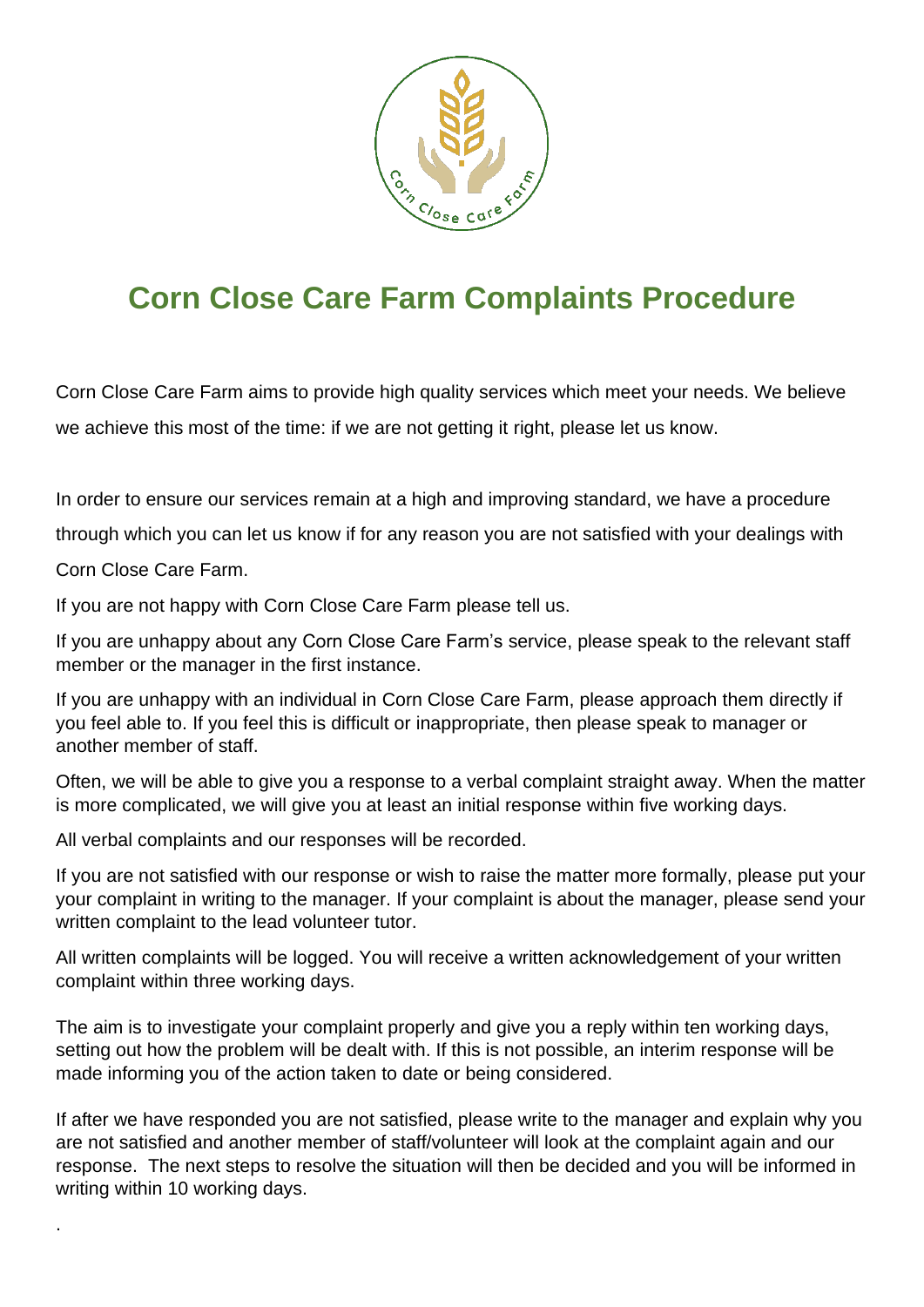# Corn Close Care Farm Complaints Procedure

Corn Close Care Farm aims to provide high quality services which meet your needs. We believe we achieve this most of the time: if we are not getting it right, please let us know.

In order to ensure our services remain at a high and improving standard, we have a procedure through which you can let us know if for any reason you are not satisfied with your dealings with Corn Close Care Farm.

If you are not happy with Corn Close Care Farm please tell us.

If you are unhappy about any Corn Close Care Farm's service, please speak to the relevant staff member or the manager in the first instance.

If you are unhappy with an individual in Corn Close Care Farm, please approach them directly if you feel able to. If you feel this is difficult or inappropriate, then please speak to manager or another member of staff.

Often, we will be able to give you a response to a verbal complaint straight away. When the matter is more complicated, we will give you at least an initial response within five working days.

All verbal complaints and our responses will be recorded.

If you are not satisfied with our response or wish to raise the matter more formally, please put your your complaint in writing to the manager. If your complaint is about the manager, please send your written complaint to the lead volunteer tutor.

All written complaints will be logged. You will receive a written acknowledgement of your written complaint within three working days.

The aim is to investigate your complaint properly and give you a reply within ten working days, setting out how the problem will be dealt with. If this is not possible, an interim response will be made informing you of the action taken to date or being considered.

If after we have responded you are not satisfied, please write to the manager and explain why you are not satisfied and another member of staff/volunteer will look at the complaint again and our response. The next steps to resolve the situation will then be decided and you will be informed in writing within 10 working days.

.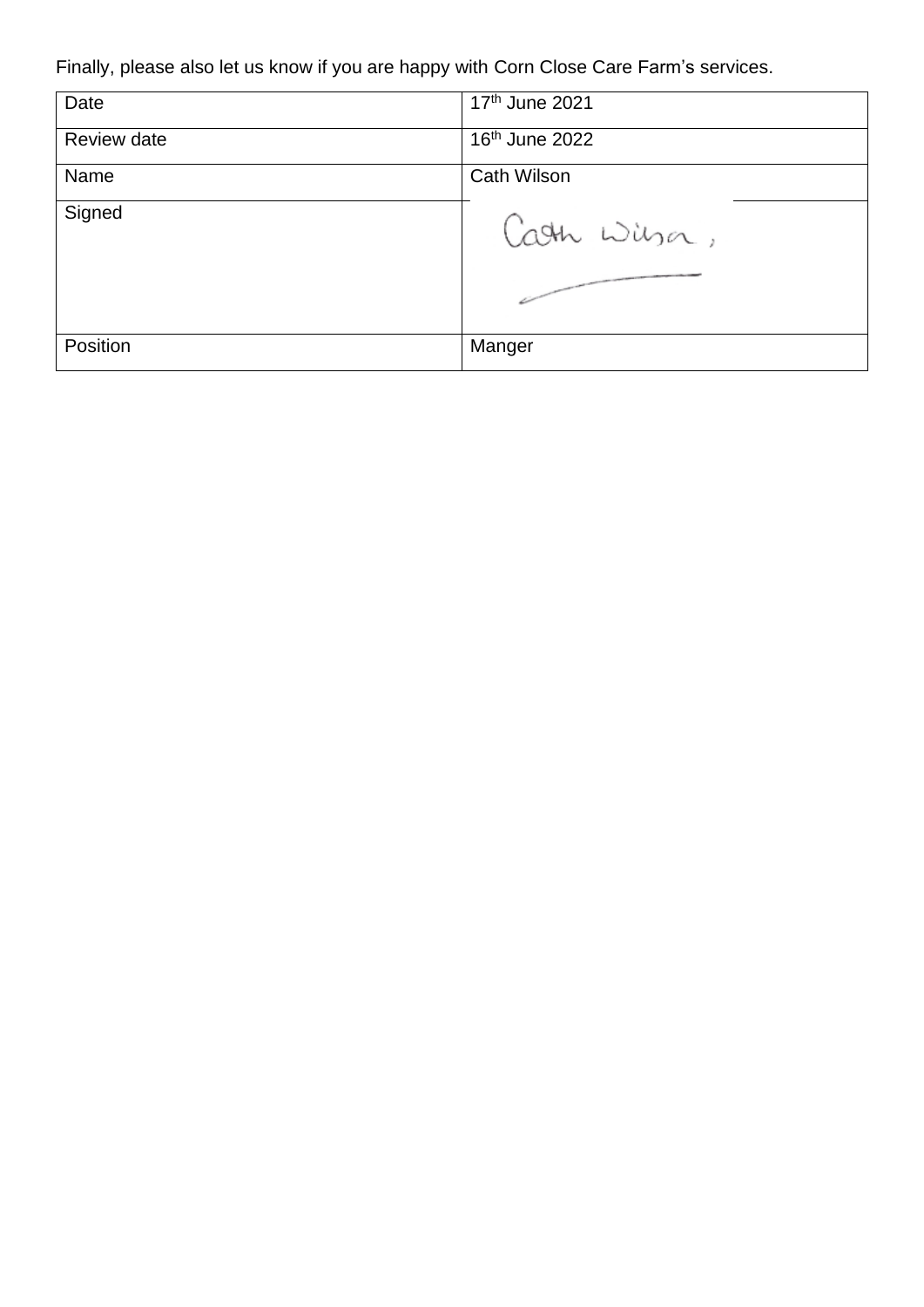Finally, please also let us know if you are happy with Corn Close Care Farm's services.

| | |
|---|---|
| Date | 17th June 2021 |
| Review date | 16th June 2022 |
| Name | Cath Wilson |
| Signed | Cath Wilson, |
| Position | Manger |